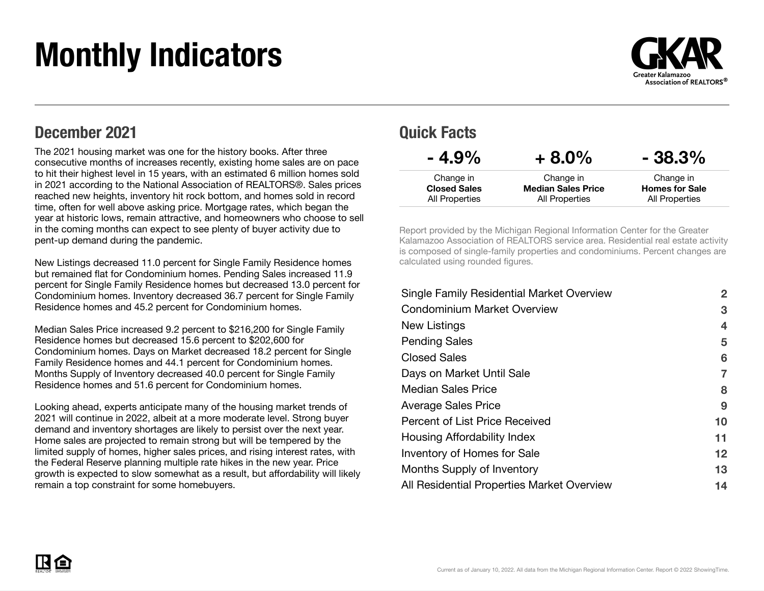# Monthly Indicators

GKAR
Greater Kalamazoo Association of REALTORS®

## December 2021

The 2021 housing market was one for the history books. After three consecutive months of increases recently, existing home sales are on pace to hit their highest level in 15 years, with an estimated 6 million homes sold in 2021 according to the National Association of REALTORS®. Sales prices reached new heights, inventory hit rock bottom, and homes sold in record time, often for well above asking price. Mortgage rates, which began the year at historic lows, remain attractive, and homeowners who choose to sell in the coming months can expect to see plenty of buyer activity due to pent-up demand during the pandemic.

New Listings decreased 11.0 percent for Single Family Residence homes but remained flat for Condominium homes. Pending Sales increased 11.9 percent for Single Family Residence homes but decreased 13.0 percent for Condominium homes. Inventory decreased 36.7 percent for Single Family Residence homes and 45.2 percent for Condominium homes.

Median Sales Price increased 9.2 percent to $216,200 for Single Family Residence homes but decreased 15.6 percent to $202,600 for Condominium homes. Days on Market decreased 18.2 percent for Single Family Residence homes and 44.1 percent for Condominium homes. Months Supply of Inventory decreased 40.0 percent for Single Family Residence homes and 51.6 percent for Condominium homes.

Looking ahead, experts anticipate many of the housing market trends of 2021 will continue in 2022, albeit at a more moderate level. Strong buyer demand and inventory shortages are likely to persist over the next year. Home sales are projected to remain strong but will be tempered by the limited supply of homes, higher sales prices, and rising interest rates, with the Federal Reserve planning multiple rate hikes in the new year. Price growth is expected to slow somewhat as a result, but affordability will likely remain a top constraint for some homebuyers.

## Quick Facts

| - 4.9% | + 8.0% | - 38.3% |
|---|---|---|
| Change in **Closed Sales** All Properties | Change in **Median Sales Price** All Properties | Change in **Homes for Sale** All Properties |

Report provided by the Michigan Regional Information Center for the Greater Kalamazoo Association of REALTORS service area. Residential real estate activity is composed of single-family properties and condominiums. Percent changes are calculated using rounded figures.

| | |
|---|---|
| Single Family Residential Market Overview | 2 |
| Condominium Market Overview | 3 |
| New Listings | 4 |
| Pending Sales | 5 |
| Closed Sales | 6 |
| Days on Market Until Sale | 7 |
| Median Sales Price | 8 |
| Average Sales Price | 9 |
| Percent of List Price Received | 10 |
| Housing Affordability Index | 11 |
| Inventory of Homes for Sale | 12 |
| Months Supply of Inventory | 13 |
| All Residential Properties Market Overview | 14 |

Current as of January 10, 2022. All data from the Michigan Regional Information Center. Report © 2022 ShowingTime.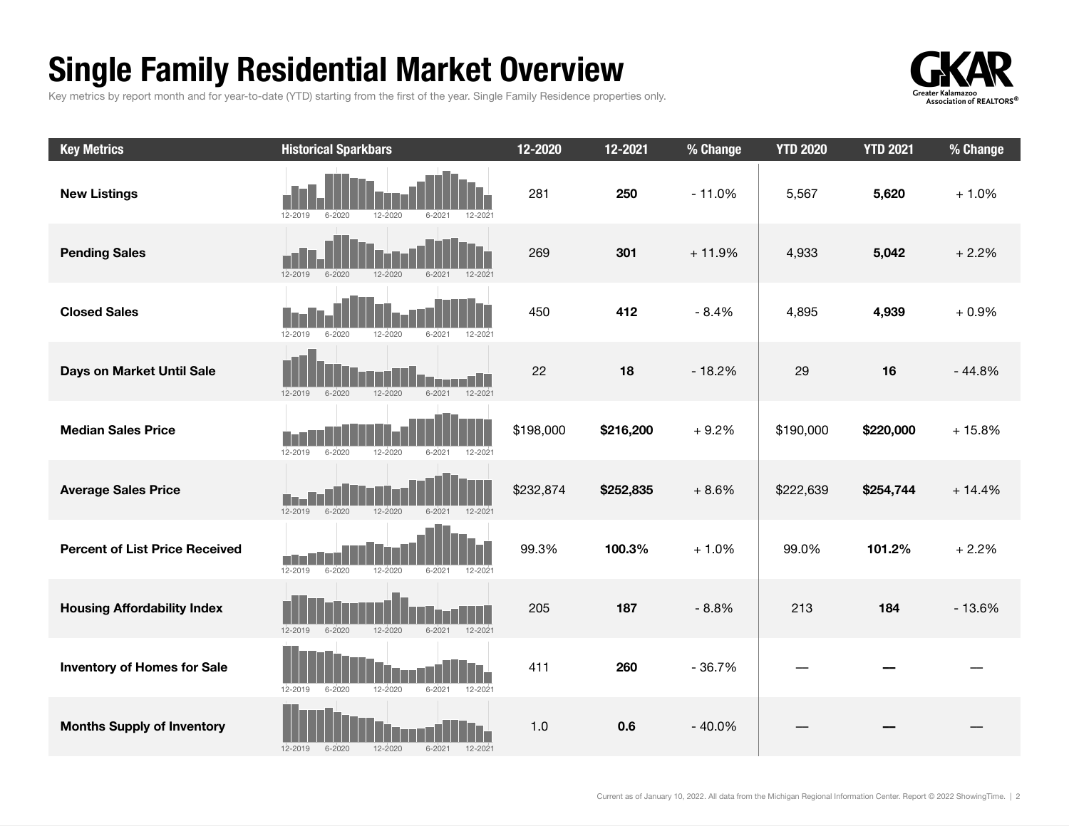# Single Family Residential Market Overview

Key metrics by report month and for year-to-date (YTD) starting from the first of the year. Single Family Residence properties only.

| Key Metrics | Historical Sparkbars | 12-2020 | 12-2021 | % Change | YTD 2020 | YTD 2021 | % Change |
|---|---|---|---|---|---|---|---|
| New Listings | 12-2019 6-2020 12-2020 6-2021 12-2021 | 281 | **250** | - 11.0% | 5,567 | **5,620** | + 1.0% |
| Pending Sales | 12-2019 6-2020 12-2020 6-2021 12-2021 | 269 | **301** | + 11.9% | 4,933 | **5,042** | + 2.2% |
| Closed Sales | 12-2019 6-2020 12-2020 6-2021 12-2021 | 450 | **412** | - 8.4% | 4,895 | **4,939** | + 0.9% |
| Days on Market Until Sale | 12-2019 6-2020 12-2020 6-2021 12-2021 | 22 | **18** | - 18.2% | 29 | **16** | - 44.8% |
| Median Sales Price | 12-2019 6-2020 12-2020 6-2021 12-2021 | $198,000 | **$216,200** | + 9.2% | $190,000 | **$220,000** | + 15.8% |
| Average Sales Price | 12-2019 6-2020 12-2020 6-2021 12-2021 | $232,874 | **$252,835** | + 8.6% | $222,639 | **$254,744** | + 14.4% |
| Percent of List Price Received | 12-2019 6-2020 12-2020 6-2021 12-2021 | 99.3% | **100.3%** | + 1.0% | 99.0% | **101.2%** | + 2.2% |
| Housing Affordability Index | 12-2019 6-2020 12-2020 6-2021 12-2021 | 205 | **187** | - 8.8% | 213 | **184** | - 13.6% |
| Inventory of Homes for Sale | 12-2019 6-2020 12-2020 6-2021 12-2021 | 411 | **260** | - 36.7% | — | **—** | — |
| Months Supply of Inventory | 12-2019 6-2020 12-2020 6-2021 12-2021 | 1.0 | **0.6** | - 40.0% | — | **—** | — |

Current as of January 10, 2022. All data from the Michigan Regional Information Center. Report © 2022 ShowingTime.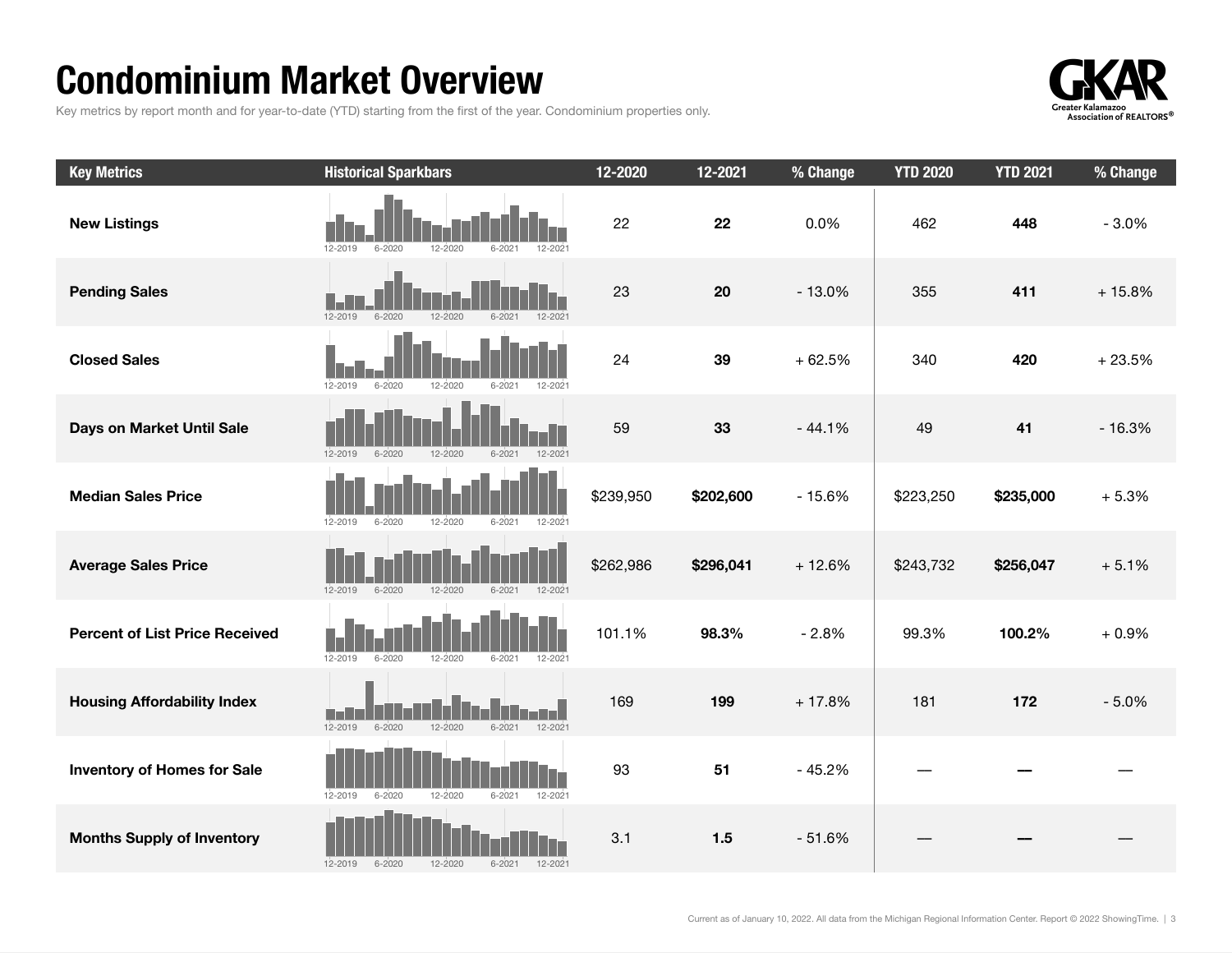# Condominium Market Overview

Key metrics by report month and for year-to-date (YTD) starting from the first of the year. Condominium properties only.

GKAR Greater Kalamazoo Association of REALTORS®

| Key Metrics | Historical Sparkbars | 12-2020 | 12-2021 | % Change | YTD 2020 | YTD 2021 | % Change |
|---|---|---|---|---|---|---|---|
| **New Listings** | 12-2019 6-2020 12-2020 6-2021 12-2021 | 22 | **22** | 0.0% | 462 | **448** | - 3.0% |
| **Pending Sales** | 12-2019 6-2020 12-2020 6-2021 12-2021 | 23 | **20** | - 13.0% | 355 | **411** | + 15.8% |
| **Closed Sales** | 12-2019 6-2020 12-2020 6-2021 12-2021 | 24 | **39** | + 62.5% | 340 | **420** | + 23.5% |
| **Days on Market Until Sale** | 12-2019 6-2020 12-2020 6-2021 12-2021 | 59 | **33** | - 44.1% | 49 | **41** | - 16.3% |
| **Median Sales Price** | 12-2019 6-2020 12-2020 6-2021 12-2021 | $239,950 | **$202,600** | - 15.6% | $223,250 | **$235,000** | + 5.3% |
| **Average Sales Price** | 12-2019 6-2020 12-2020 6-2021 12-2021 | $262,986 | **$296,041** | + 12.6% | $243,732 | **$256,047** | + 5.1% |
| **Percent of List Price Received** | 12-2019 6-2020 12-2020 6-2021 12-2021 | 101.1% | **98.3%** | - 2.8% | 99.3% | **100.2%** | + 0.9% |
| **Housing Affordability Index** | 12-2019 6-2020 12-2020 6-2021 12-2021 | 169 | **199** | + 17.8% | 181 | **172** | - 5.0% |
| **Inventory of Homes for Sale** | 12-2019 6-2020 12-2020 6-2021 12-2021 | 93 | **51** | - 45.2% | — | — | — |
| **Months Supply of Inventory** | 12-2019 6-2020 12-2020 6-2021 12-2021 | 3.1 | **1.5** | - 51.6% | — | — | — |

Current as of January 10, 2022. All data from the Michigan Regional Information Center. Report © 2022 ShowingTime.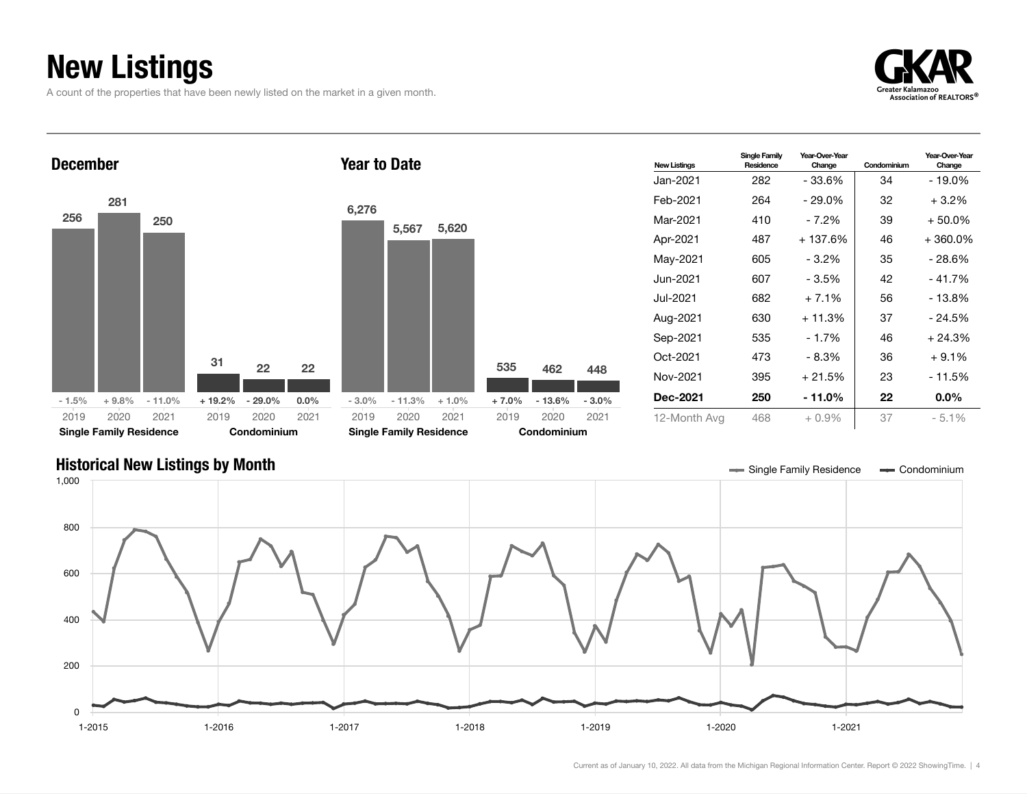# New Listings

A count of the properties that have been newly listed on the market in a given month.

GKAR — Greater Kalamazoo Association of REALTORS®

## December

| | 2019 | 2020 | 2021 |
|---|---|---|---|
| Single Family Residence | 256 | 281 | 250 |
| Change | - 1.5% | + 9.8% | - 11.0% |
| Condominium | 31 | 22 | 22 |
| Change | + 19.2% | - 29.0% | 0.0% |

## Year to Date

| | 2019 | 2020 | 2021 |
|---|---|---|---|
| Single Family Residence | 6,276 | 5,567 | 5,620 |
| Change | - 3.0% | - 11.3% | + 1.0% |
| Condominium | 535 | 462 | 448 |
| Change | + 7.0% | - 13.6% | - 3.0% |

| New Listings | Single Family Residence | Year-Over-Year Change | Condominium | Year-Over-Year Change |
|---|---|---|---|---|
| Jan-2021 | 282 | - 33.6% | 34 | - 19.0% |
| Feb-2021 | 264 | - 29.0% | 32 | + 3.2% |
| Mar-2021 | 410 | - 7.2% | 39 | + 50.0% |
| Apr-2021 | 487 | + 137.6% | 46 | + 360.0% |
| May-2021 | 605 | - 3.2% | 35 | - 28.6% |
| Jun-2021 | 607 | - 3.5% | 42 | - 41.7% |
| Jul-2021 | 682 | + 7.1% | 56 | - 13.8% |
| Aug-2021 | 630 | + 11.3% | 37 | - 24.5% |
| Sep-2021 | 535 | - 1.7% | 46 | + 24.3% |
| Oct-2021 | 473 | - 8.3% | 36 | + 9.1% |
| Nov-2021 | 395 | + 21.5% | 23 | - 11.5% |
| **Dec-2021** | **250** | **- 11.0%** | **22** | **0.0%** |
| 12-Month Avg | 468 | + 0.9% | 37 | - 5.1% |

## Historical New Listings by Month

Current as of January 10, 2022. All data from the Michigan Regional Information Center. Report © 2022 ShowingTime.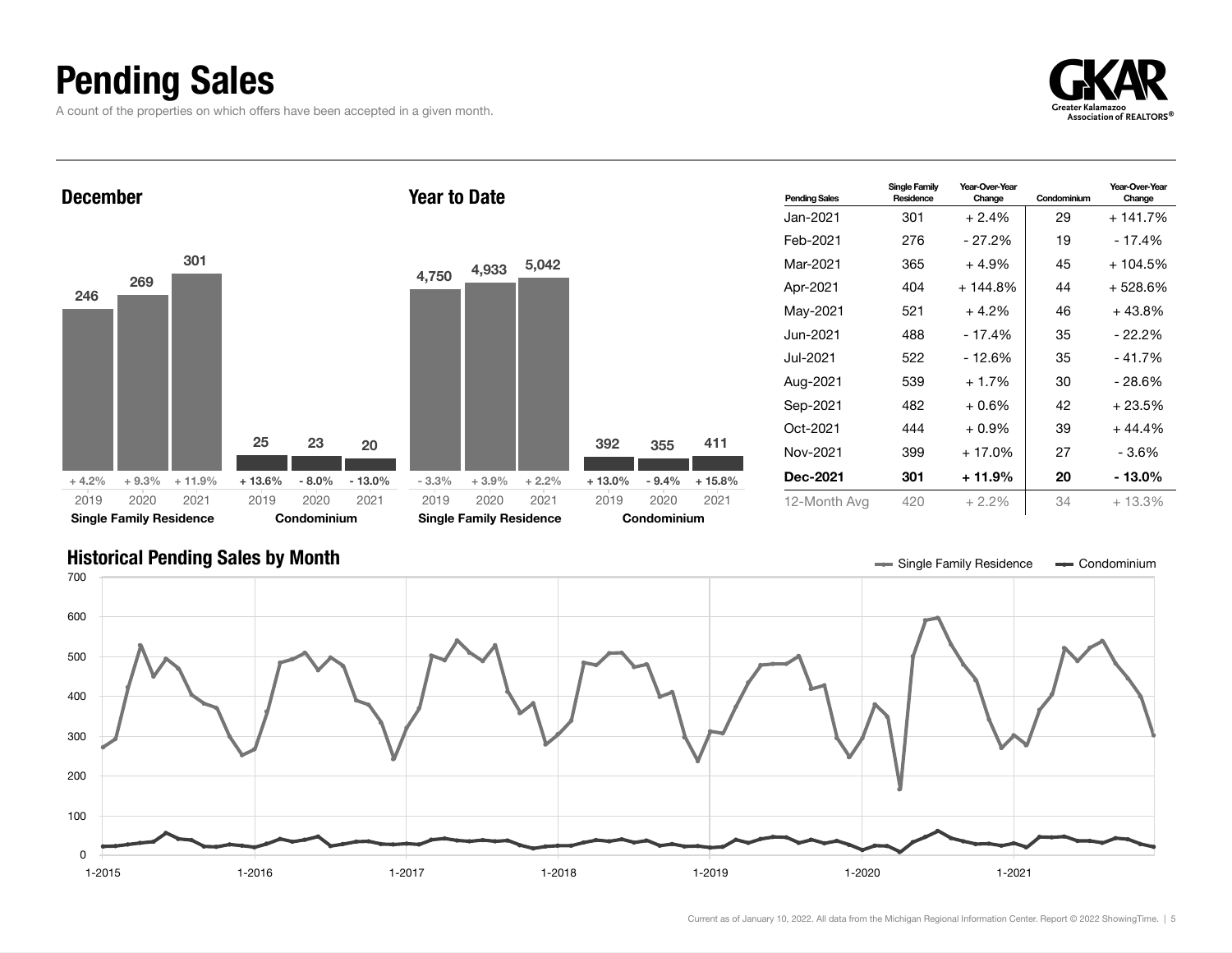# Pending Sales

A count of the properties on which offers have been accepted in a given month.

GKAR
Greater Kalamazoo Association of REALTORS®

## December

| | 2019 | 2020 | 2021 |
|---|---|---|---|
| Single Family Residence | 246 | 269 | 301 |
| Change | + 4.2% | + 9.3% | + 11.9% |
| Condominium | 25 | 23 | 20 |
| Change | + 13.6% | - 8.0% | - 13.0% |

## Year to Date

| | 2019 | 2020 | 2021 |
|---|---|---|---|
| Single Family Residence | 4,750 | 4,933 | 5,042 |
| Change | - 3.3% | + 3.9% | + 2.2% |
| Condominium | 392 | 355 | 411 |
| Change | + 13.0% | - 9.4% | + 15.8% |

| Pending Sales | Single Family Residence | Year-Over-Year Change | Condominium | Year-Over-Year Change |
|---|---|---|---|---|
| Jan-2021 | 301 | + 2.4% | 29 | + 141.7% |
| Feb-2021 | 276 | - 27.2% | 19 | - 17.4% |
| Mar-2021 | 365 | + 4.9% | 45 | + 104.5% |
| Apr-2021 | 404 | + 144.8% | 44 | + 528.6% |
| May-2021 | 521 | + 4.2% | 46 | + 43.8% |
| Jun-2021 | 488 | - 17.4% | 35 | - 22.2% |
| Jul-2021 | 522 | - 12.6% | 35 | - 41.7% |
| Aug-2021 | 539 | + 1.7% | 30 | - 28.6% |
| Sep-2021 | 482 | + 0.6% | 42 | + 23.5% |
| Oct-2021 | 444 | + 0.9% | 39 | + 44.4% |
| Nov-2021 | 399 | + 17.0% | 27 | - 3.6% |
| **Dec-2021** | **301** | **+ 11.9%** | **20** | **- 13.0%** |
| 12-Month Avg | 420 | + 2.2% | 34 | + 13.3% |

## Historical Pending Sales by Month

Single Family Residence — Condominium

Current as of January 10, 2022. All data from the Michigan Regional Information Center. Report © 2022 ShowingTime.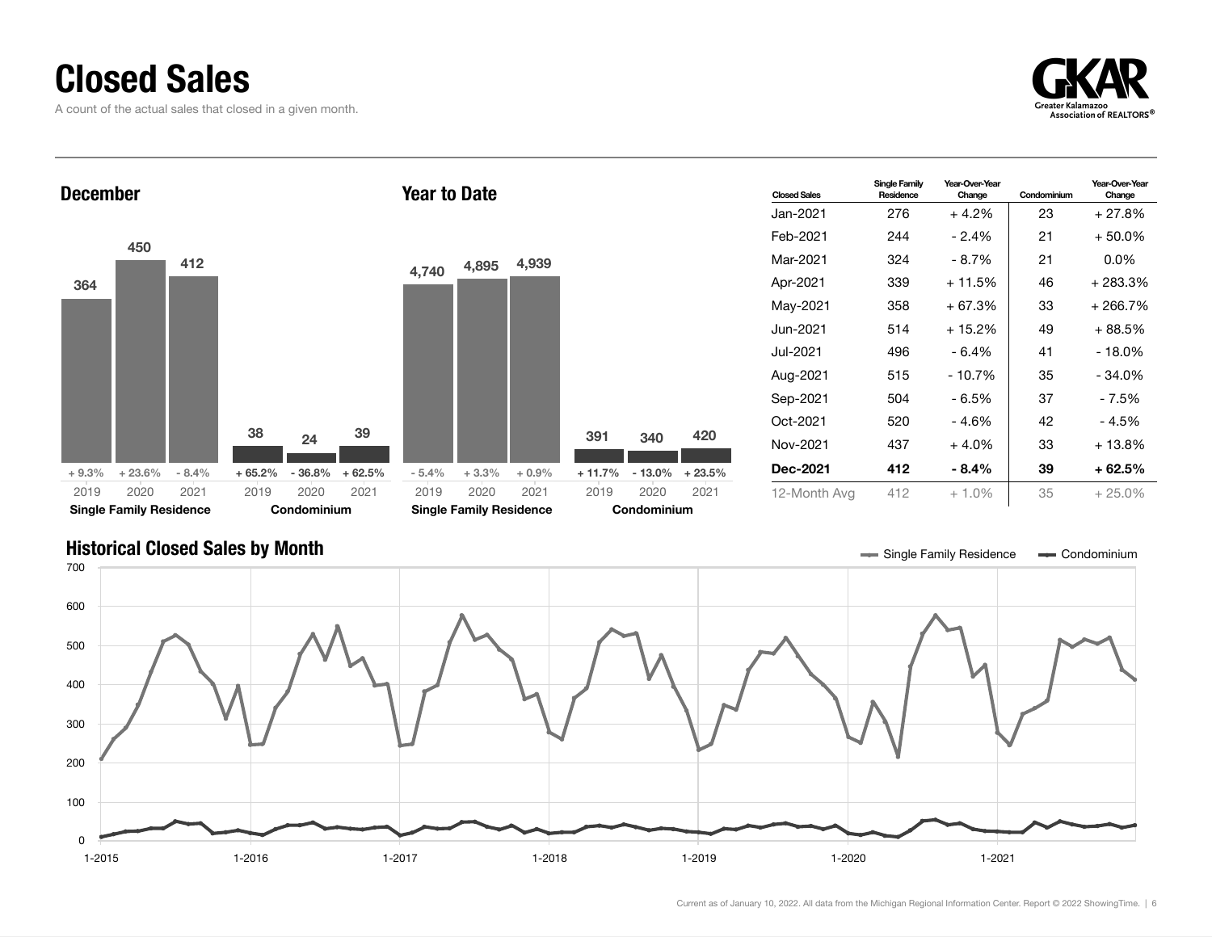# Closed Sales

A count of the actual sales that closed in a given month.

GKAR
Greater Kalamazoo Association of REALTORS®

## December

| | 2019 | 2020 | 2021 |
|---|---|---|---|
| Single Family Residence | 364 | 450 | 412 |
| Change | + 9.3% | + 23.6% | - 8.4% |
| Condominium | 38 | 24 | 39 |
| Change | + 65.2% | - 36.8% | + 62.5% |

## Year to Date

| | 2019 | 2020 | 2021 |
|---|---|---|---|
| Single Family Residence | 4,740 | 4,895 | 4,939 |
| Change | - 5.4% | + 3.3% | + 0.9% |
| Condominium | 391 | 340 | 420 |
| Change | + 11.7% | - 13.0% | + 23.5% |

| Closed Sales | Single Family Residence | Year-Over-Year Change | Condominium | Year-Over-Year Change |
|---|---|---|---|---|
| Jan-2021 | 276 | + 4.2% | 23 | + 27.8% |
| Feb-2021 | 244 | - 2.4% | 21 | + 50.0% |
| Mar-2021 | 324 | - 8.7% | 21 | 0.0% |
| Apr-2021 | 339 | + 11.5% | 46 | + 283.3% |
| May-2021 | 358 | + 67.3% | 33 | + 266.7% |
| Jun-2021 | 514 | + 15.2% | 49 | + 88.5% |
| Jul-2021 | 496 | - 6.4% | 41 | - 18.0% |
| Aug-2021 | 515 | - 10.7% | 35 | - 34.0% |
| Sep-2021 | 504 | - 6.5% | 37 | - 7.5% |
| Oct-2021 | 520 | - 4.6% | 42 | - 4.5% |
| Nov-2021 | 437 | + 4.0% | 33 | + 13.8% |
| **Dec-2021** | **412** | **- 8.4%** | **39** | **+ 62.5%** |
| 12-Month Avg | 412 | + 1.0% | 35 | + 25.0% |

## Historical Closed Sales by Month

Single Family Residence — Condominium

Current as of January 10, 2022. All data from the Michigan Regional Information Center. Report © 2022 ShowingTime.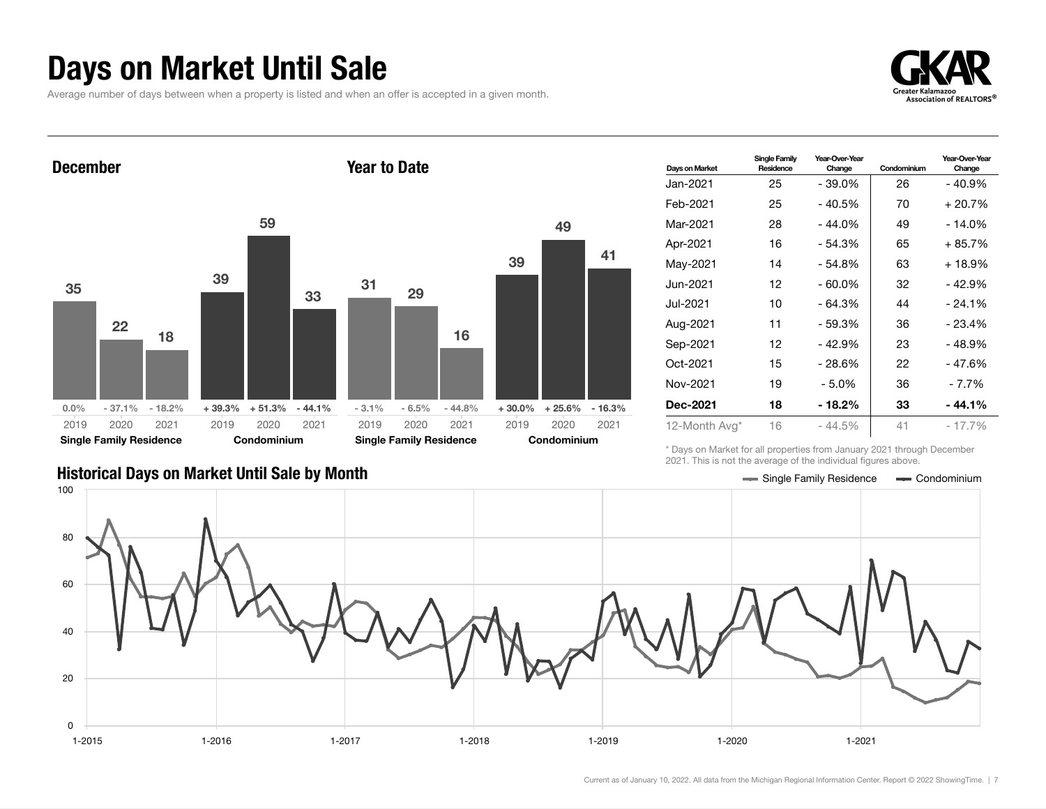# Days on Market Until Sale

Average number of days between when a property is listed and when an offer is accepted in a given month.

## December

| | 2019 | 2020 | 2021 |
|---|---|---|---|
| Single Family Residence | 35 | 22 | 18 |
| Change | 0.0% | - 37.1% | - 18.2% |
| Condominium | 39 | 59 | 33 |
| Change | + 39.3% | + 51.3% | - 44.1% |

## Year to Date

| | 2019 | 2020 | 2021 |
|---|---|---|---|
| Single Family Residence | 31 | 29 | 16 |
| Change | - 3.1% | - 6.5% | - 44.8% |
| Condominium | 39 | 49 | 41 |
| Change | + 30.0% | + 25.6% | - 16.3% |

| Days on Market | Single Family Residence | Year-Over-Year Change | Condominium | Year-Over-Year Change |
|---|---|---|---|---|
| Jan-2021 | 25 | - 39.0% | 26 | - 40.9% |
| Feb-2021 | 25 | - 40.5% | 70 | + 20.7% |
| Mar-2021 | 28 | - 44.0% | 49 | - 14.0% |
| Apr-2021 | 16 | - 54.3% | 65 | + 85.7% |
| May-2021 | 14 | - 54.8% | 63 | + 18.9% |
| Jun-2021 | 12 | - 60.0% | 32 | - 42.9% |
| Jul-2021 | 10 | - 64.3% | 44 | - 24.1% |
| Aug-2021 | 11 | - 59.3% | 36 | - 23.4% |
| Sep-2021 | 12 | - 42.9% | 23 | - 48.9% |
| Oct-2021 | 15 | - 28.6% | 22 | - 47.6% |
| Nov-2021 | 19 | - 5.0% | 36 | - 7.7% |
| **Dec-2021** | **18** | **- 18.2%** | **33** | **- 44.1%** |
| 12-Month Avg* | 16 | - 44.5% | 41 | - 17.7% |

\* Days on Market for all properties from January 2021 through December 2021. This is not the average of the individual figures above.

## Historical Days on Market Until Sale by Month

Single Family Residence — Condominium

Current as of January 10, 2022. All data from the Michigan Regional Information Center. Report © 2022 ShowingTime.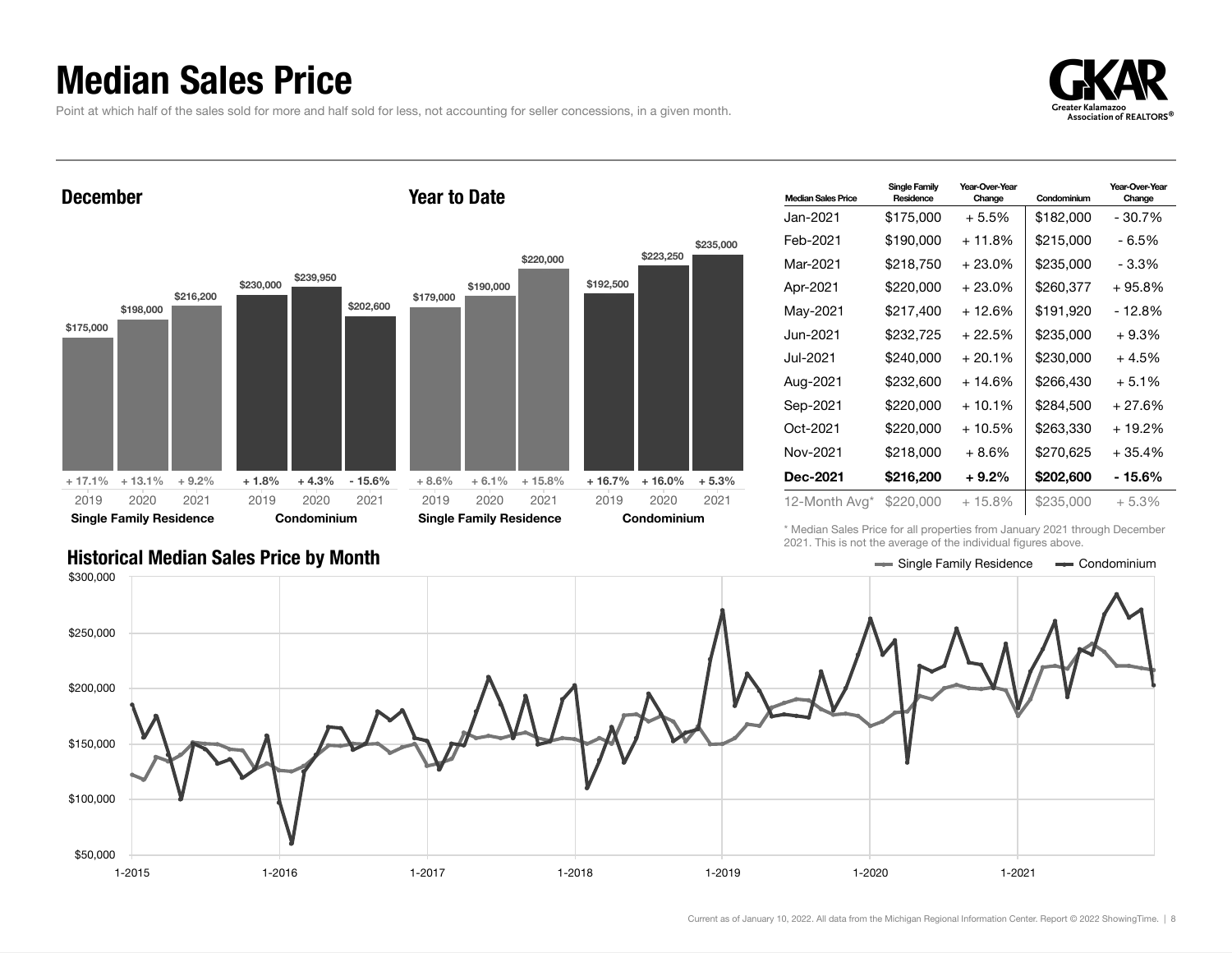# Median Sales Price

Point at which half of the sales sold for more and half sold for less, not accounting for seller concessions, in a given month.

## December

| | 2019 | 2020 | 2021 |
|---|---|---|---|
| Single Family Residence | $175,000 | $198,000 | $216,200 |
| Change | + 17.1% | + 13.1% | + 9.2% |
| Condominium | $230,000 | $239,950 | $202,600 |
| Change | + 1.8% | + 4.3% | - 15.6% |

## Year to Date

| | 2019 | 2020 | 2021 |
|---|---|---|---|
| Single Family Residence | $179,000 | $190,000 | $220,000 |
| Change | + 8.6% | + 6.1% | + 15.8% |
| Condominium | $192,500 | $223,250 | $235,000 |
| Change | + 16.7% | + 16.0% | + 5.3% |

| Median Sales Price | Single Family Residence | Year-Over-Year Change | Condominium | Year-Over-Year Change |
|---|---|---|---|---|
| Jan-2021 | $175,000 | + 5.5% | $182,000 | - 30.7% |
| Feb-2021 | $190,000 | + 11.8% | $215,000 | - 6.5% |
| Mar-2021 | $218,750 | + 23.0% | $235,000 | - 3.3% |
| Apr-2021 | $220,000 | + 23.0% | $260,377 | + 95.8% |
| May-2021 | $217,400 | + 12.6% | $191,920 | - 12.8% |
| Jun-2021 | $232,725 | + 22.5% | $235,000 | + 9.3% |
| Jul-2021 | $240,000 | + 20.1% | $230,000 | + 4.5% |
| Aug-2021 | $232,600 | + 14.6% | $266,430 | + 5.1% |
| Sep-2021 | $220,000 | + 10.1% | $284,500 | + 27.6% |
| Oct-2021 | $220,000 | + 10.5% | $263,330 | + 19.2% |
| Nov-2021 | $218,000 | + 8.6% | $270,625 | + 35.4% |
| **Dec-2021** | **$216,200** | **+ 9.2%** | **$202,600** | **- 15.6%** |
| 12-Month Avg* | $220,000 | + 15.8% | $235,000 | + 5.3% |

\* Median Sales Price for all properties from January 2021 through December 2021. This is not the average of the individual figures above.

## Historical Median Sales Price by Month

Current as of January 10, 2022. All data from the Michigan Regional Information Center. Report © 2022 ShowingTime.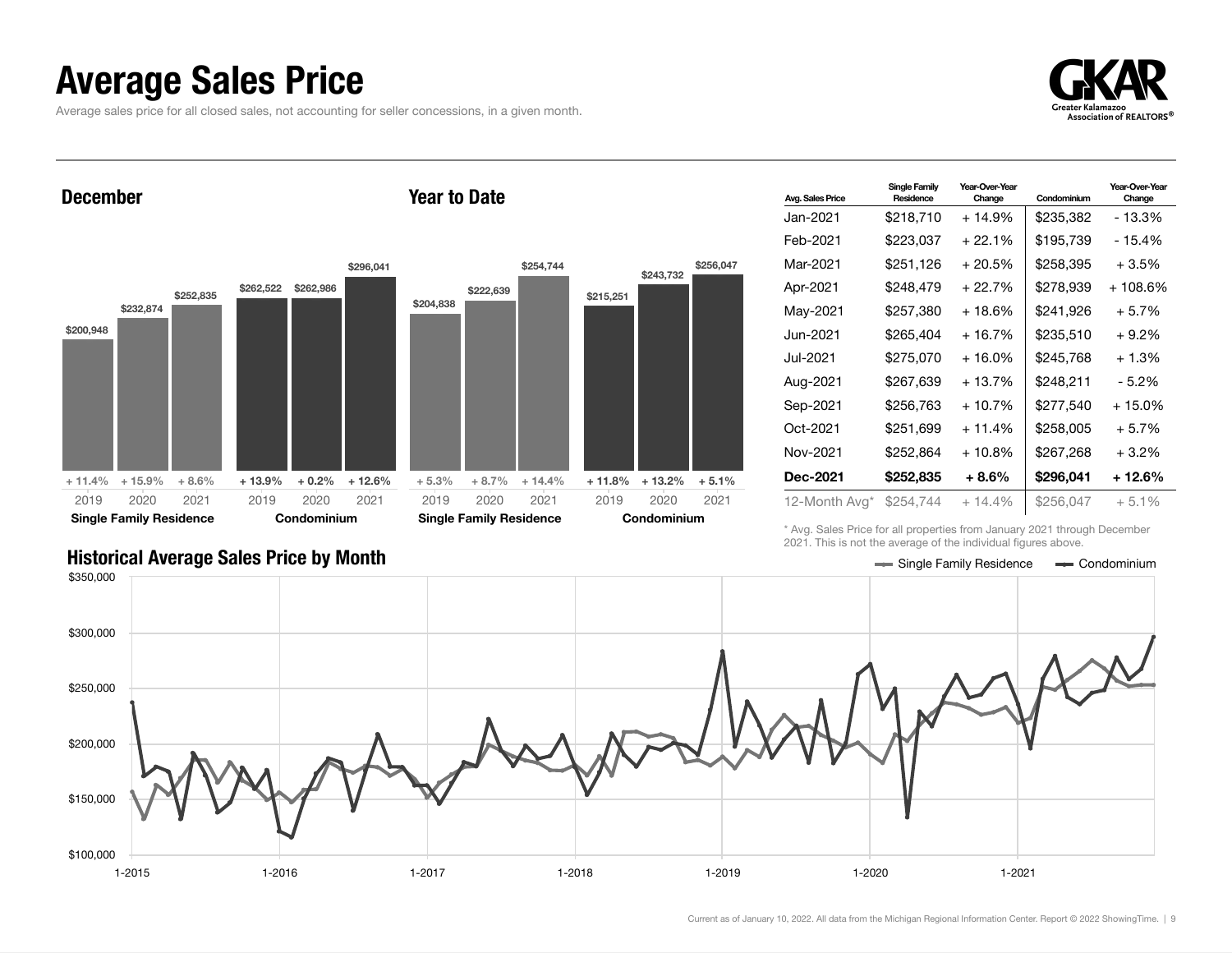# Average Sales Price

Average sales price for all closed sales, not accounting for seller concessions, in a given month.

## December

| | 2019 | 2020 | 2021 |
|---|---|---|---|
| Single Family Residence | $200,948 | $232,874 | $252,835 |
| Change | + 11.4% | + 15.9% | + 8.6% |
| Condominium | $262,522 | $262,986 | $296,041 |
| Change | + 13.9% | + 0.2% | + 12.6% |

## Year to Date

| | 2019 | 2020 | 2021 |
|---|---|---|---|
| Single Family Residence | $204,838 | $222,639 | $254,744 |
| Change | + 5.3% | + 8.7% | + 14.4% |
| Condominium | $215,251 | $243,732 | $256,047 |
| Change | + 11.8% | + 13.2% | + 5.1% |

| Avg. Sales Price | Single Family Residence | Year-Over-Year Change | Condominium | Year-Over-Year Change |
|---|---|---|---|---|
| Jan-2021 | $218,710 | + 14.9% | $235,382 | - 13.3% |
| Feb-2021 | $223,037 | + 22.1% | $195,739 | - 15.4% |
| Mar-2021 | $251,126 | + 20.5% | $258,395 | + 3.5% |
| Apr-2021 | $248,479 | + 22.7% | $278,939 | + 108.6% |
| May-2021 | $257,380 | + 18.6% | $241,926 | + 5.7% |
| Jun-2021 | $265,404 | + 16.7% | $235,510 | + 9.2% |
| Jul-2021 | $275,070 | + 16.0% | $245,768 | + 1.3% |
| Aug-2021 | $267,639 | + 13.7% | $248,211 | - 5.2% |
| Sep-2021 | $256,763 | + 10.7% | $277,540 | + 15.0% |
| Oct-2021 | $251,699 | + 11.4% | $258,005 | + 5.7% |
| Nov-2021 | $252,864 | + 10.8% | $267,268 | + 3.2% |
| **Dec-2021** | **$252,835** | **+ 8.6%** | **$296,041** | **+ 12.6%** |
| 12-Month Avg* | $254,744 | + 14.4% | $256,047 | + 5.1% |

\* Avg. Sales Price for all properties from January 2021 through December 2021. This is not the average of the individual figures above.

## Historical Average Sales Price by Month

Single Family Residence — Condominium

Y-axis: $100,000 – $350,000; X-axis: 1-2015 through 1-2021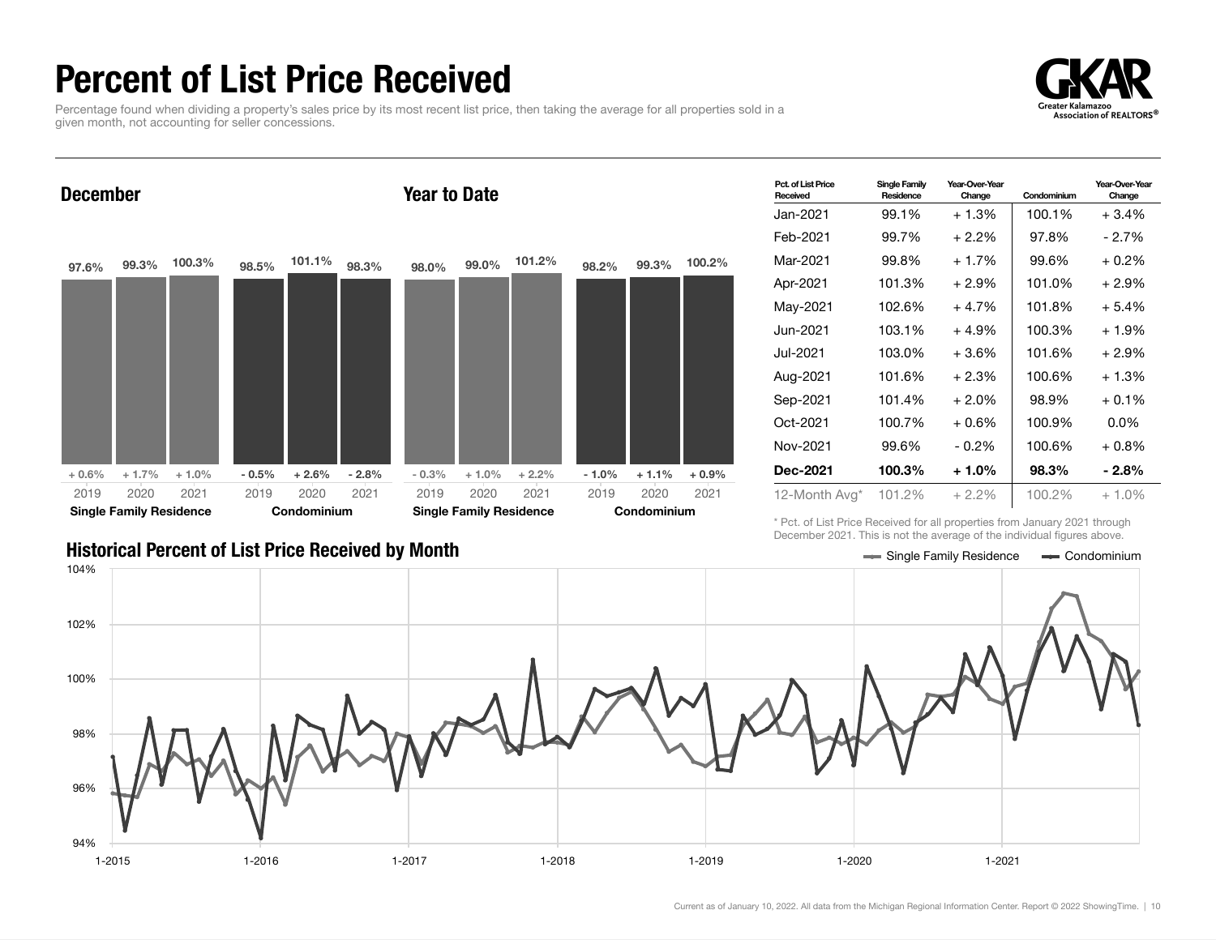# Percent of List Price Received

Percentage found when dividing a property's sales price by its most recent list price, then taking the average for all properties sold in a given month, not accounting for seller concessions.

GKAR Greater Kalamazoo Association of REALTORS®

## December

| | 2019 | 2020 | 2021 |
|---|---|---|---|
| **Single Family Residence** | 97.6% | 99.3% | 100.3% |
| Change | + 0.6% | + 1.7% | + 1.0% |
| **Condominium** | 98.5% | 101.1% | 98.3% |
| Change | - 0.5% | + 2.6% | - 2.8% |

## Year to Date

| | 2019 | 2020 | 2021 |
|---|---|---|---|
| **Single Family Residence** | 98.0% | 99.0% | 101.2% |
| Change | - 0.3% | + 1.0% | + 2.2% |
| **Condominium** | 98.2% | 99.3% | 100.2% |
| Change | - 1.0% | + 1.1% | + 0.9% |

| Pct. of List Price Received | Single Family Residence | Year-Over-Year Change | Condominium | Year-Over-Year Change |
|---|---|---|---|---|
| Jan-2021 | 99.1% | + 1.3% | 100.1% | + 3.4% |
| Feb-2021 | 99.7% | + 2.2% | 97.8% | - 2.7% |
| Mar-2021 | 99.8% | + 1.7% | 99.6% | + 0.2% |
| Apr-2021 | 101.3% | + 2.9% | 101.0% | + 2.9% |
| May-2021 | 102.6% | + 4.7% | 101.8% | + 5.4% |
| Jun-2021 | 103.1% | + 4.9% | 100.3% | + 1.9% |
| Jul-2021 | 103.0% | + 3.6% | 101.6% | + 2.9% |
| Aug-2021 | 101.6% | + 2.3% | 100.6% | + 1.3% |
| Sep-2021 | 101.4% | + 2.0% | 98.9% | + 0.1% |
| Oct-2021 | 100.7% | + 0.6% | 100.9% | 0.0% |
| Nov-2021 | 99.6% | - 0.2% | 100.6% | + 0.8% |
| **Dec-2021** | **100.3%** | **+ 1.0%** | **98.3%** | **- 2.8%** |
| 12-Month Avg* | 101.2% | + 2.2% | 100.2% | + 1.0% |

\* Pct. of List Price Received for all properties from January 2021 through December 2021. This is not the average of the individual figures above.

## Historical Percent of List Price Received by Month

Single Family Residence — Condominium

Current as of January 10, 2022. All data from the Michigan Regional Information Center. Report © 2022 ShowingTime.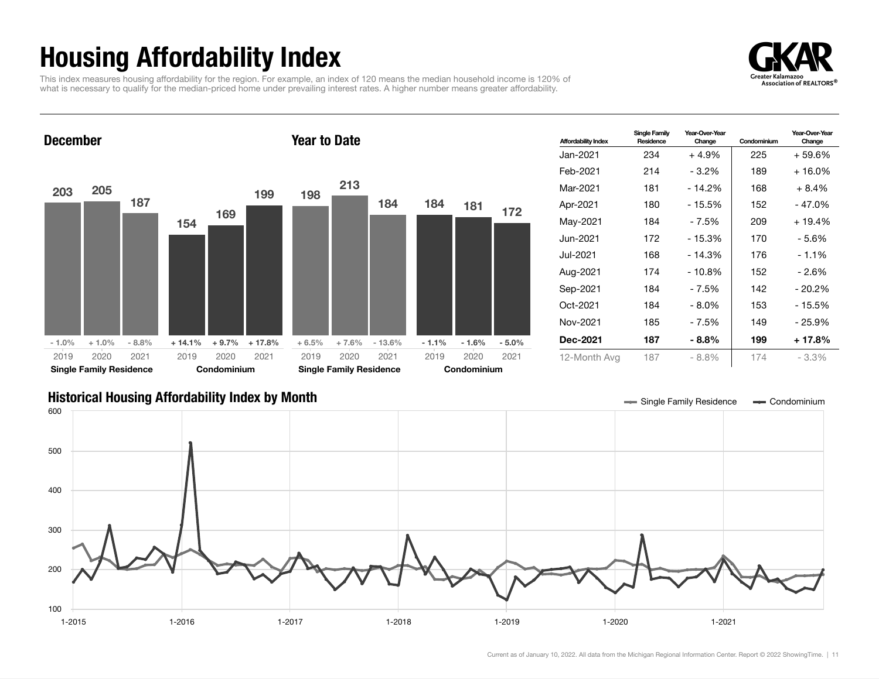# Housing Affordability Index

This index measures housing affordability for the region. For example, an index of 120 means the median household income is 120% of what is necessary to qualify for the median-priced home under prevailing interest rates. A higher number means greater affordability.

GKAR Greater Kalamazoo Association of REALTORS®

## December

| | 2019 | 2020 | 2021 |
|---|---|---|---|
| Single Family Residence | 203 | 205 | 187 |
| Change | - 1.0% | + 1.0% | - 8.8% |
| Condominium | 154 | 169 | 199 |
| Change | + 14.1% | + 9.7% | + 17.8% |

## Year to Date

| | 2019 | 2020 | 2021 |
|---|---|---|---|
| Single Family Residence | 198 | 213 | 184 |
| Change | + 6.5% | + 7.6% | - 13.6% |
| Condominium | 184 | 181 | 172 |
| Change | - 1.1% | - 1.6% | - 5.0% |

| Affordability Index | Single Family Residence | Year-Over-Year Change | Condominium | Year-Over-Year Change |
|---|---|---|---|---|
| Jan-2021 | 234 | + 4.9% | 225 | + 59.6% |
| Feb-2021 | 214 | - 3.2% | 189 | + 16.0% |
| Mar-2021 | 181 | - 14.2% | 168 | + 8.4% |
| Apr-2021 | 180 | - 15.5% | 152 | - 47.0% |
| May-2021 | 184 | - 7.5% | 209 | + 19.4% |
| Jun-2021 | 172 | - 15.3% | 170 | - 5.6% |
| Jul-2021 | 168 | - 14.3% | 176 | - 1.1% |
| Aug-2021 | 174 | - 10.8% | 152 | - 2.6% |
| Sep-2021 | 184 | - 7.5% | 142 | - 20.2% |
| Oct-2021 | 184 | - 8.0% | 153 | - 15.5% |
| Nov-2021 | 185 | - 7.5% | 149 | - 25.9% |
| **Dec-2021** | **187** | **- 8.8%** | **199** | **+ 17.8%** |
| 12-Month Avg | 187 | - 8.8% | 174 | - 3.3% |

## Historical Housing Affordability Index by Month

Single Family Residence — Condominium

Current as of January 10, 2022. All data from the Michigan Regional Information Center. Report © 2022 ShowingTime.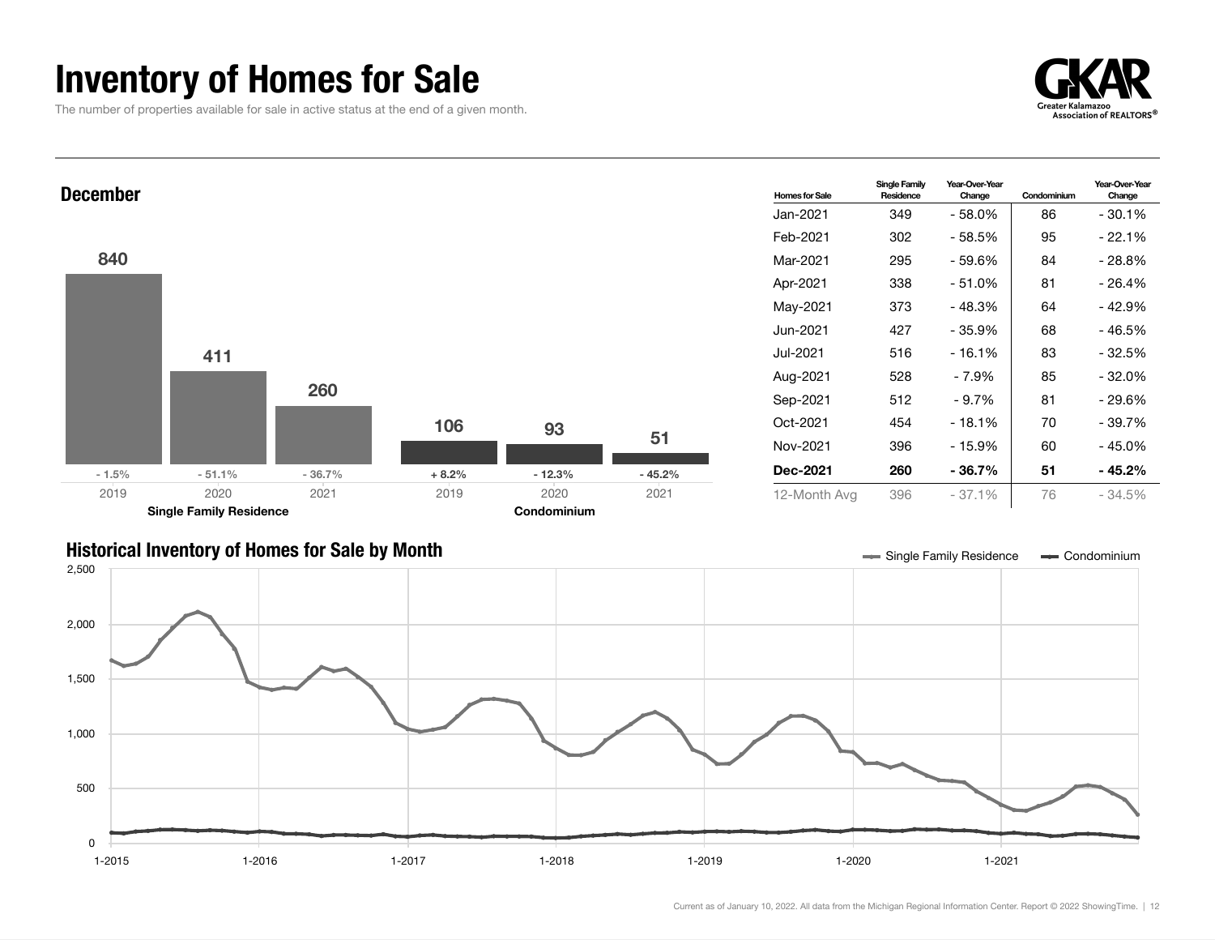# Inventory of Homes for Sale

The number of properties available for sale in active status at the end of a given month.

GKAR
Greater Kalamazoo Association of REALTORS®

## December

| | 2019 | 2020 | 2021 |
|---|---|---|---|
| **Single Family Residence** | 840 | 411 | 260 |
| Change | - 1.5% | - 51.1% | - 36.7% |
| **Condominium** | 106 | 93 | 51 |
| Change | + 8.2% | - 12.3% | - 45.2% |

| Homes for Sale | Single Family Residence | Year-Over-Year Change | Condominium | Year-Over-Year Change |
|---|---|---|---|---|
| Jan-2021 | 349 | - 58.0% | 86 | - 30.1% |
| Feb-2021 | 302 | - 58.5% | 95 | - 22.1% |
| Mar-2021 | 295 | - 59.6% | 84 | - 28.8% |
| Apr-2021 | 338 | - 51.0% | 81 | - 26.4% |
| May-2021 | 373 | - 48.3% | 64 | - 42.9% |
| Jun-2021 | 427 | - 35.9% | 68 | - 46.5% |
| Jul-2021 | 516 | - 16.1% | 83 | - 32.5% |
| Aug-2021 | 528 | - 7.9% | 85 | - 32.0% |
| Sep-2021 | 512 | - 9.7% | 81 | - 29.6% |
| Oct-2021 | 454 | - 18.1% | 70 | - 39.7% |
| Nov-2021 | 396 | - 15.9% | 60 | - 45.0% |
| **Dec-2021** | **260** | **- 36.7%** | **51** | **- 45.2%** |
| 12-Month Avg | 396 | - 37.1% | 76 | - 34.5% |

## Historical Inventory of Homes for Sale by Month

Single Family Residence — Condominium

Y-axis: 0, 500, 1,000, 1,500, 2,000, 2,500
X-axis: 1-2015, 1-2016, 1-2017, 1-2018, 1-2019, 1-2020, 1-2021

Current as of January 10, 2022. All data from the Michigan Regional Information Center. Report © 2022 ShowingTime.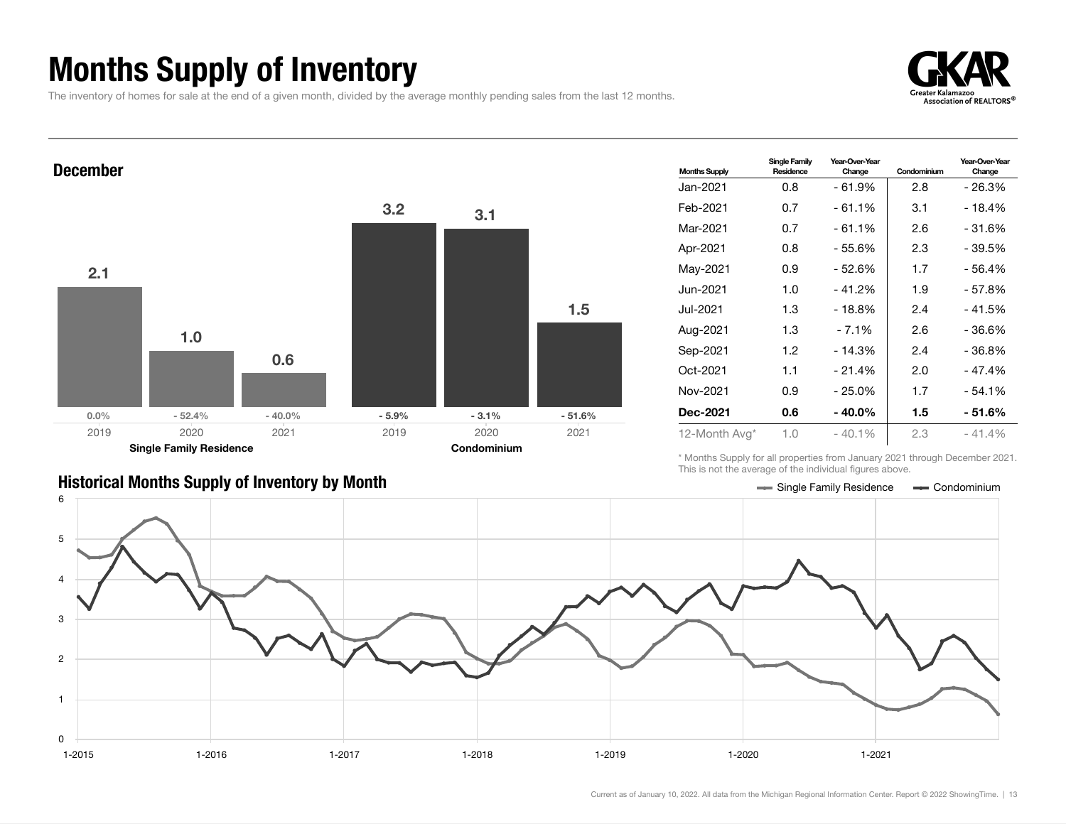# Months Supply of Inventory

The inventory of homes for sale at the end of a given month, divided by the average monthly pending sales from the last 12 months.

## December

| | 2019 | 2020 | 2021 |
|---|---|---|---|
| Single Family Residence | 2.1 | 1.0 | 0.6 |
| Change | 0.0% | - 52.4% | - 40.0% |
| Condominium | 3.2 | 3.1 | 1.5 |
| Change | - 5.9% | - 3.1% | - 51.6% |

| Months Supply | Single Family Residence | Year-Over-Year Change | Condominium | Year-Over-Year Change |
|---|---|---|---|---|
| Jan-2021 | 0.8 | - 61.9% | 2.8 | - 26.3% |
| Feb-2021 | 0.7 | - 61.1% | 3.1 | - 18.4% |
| Mar-2021 | 0.7 | - 61.1% | 2.6 | - 31.6% |
| Apr-2021 | 0.8 | - 55.6% | 2.3 | - 39.5% |
| May-2021 | 0.9 | - 52.6% | 1.7 | - 56.4% |
| Jun-2021 | 1.0 | - 41.2% | 1.9 | - 57.8% |
| Jul-2021 | 1.3 | - 18.8% | 2.4 | - 41.5% |
| Aug-2021 | 1.3 | - 7.1% | 2.6 | - 36.6% |
| Sep-2021 | 1.2 | - 14.3% | 2.4 | - 36.8% |
| Oct-2021 | 1.1 | - 21.4% | 2.0 | - 47.4% |
| Nov-2021 | 0.9 | - 25.0% | 1.7 | - 54.1% |
| **Dec-2021** | **0.6** | **- 40.0%** | **1.5** | **- 51.6%** |
| 12-Month Avg* | 1.0 | - 40.1% | 2.3 | - 41.4% |

\* Months Supply for all properties from January 2021 through December 2021. This is not the average of the individual figures above.

## Historical Months Supply of Inventory by Month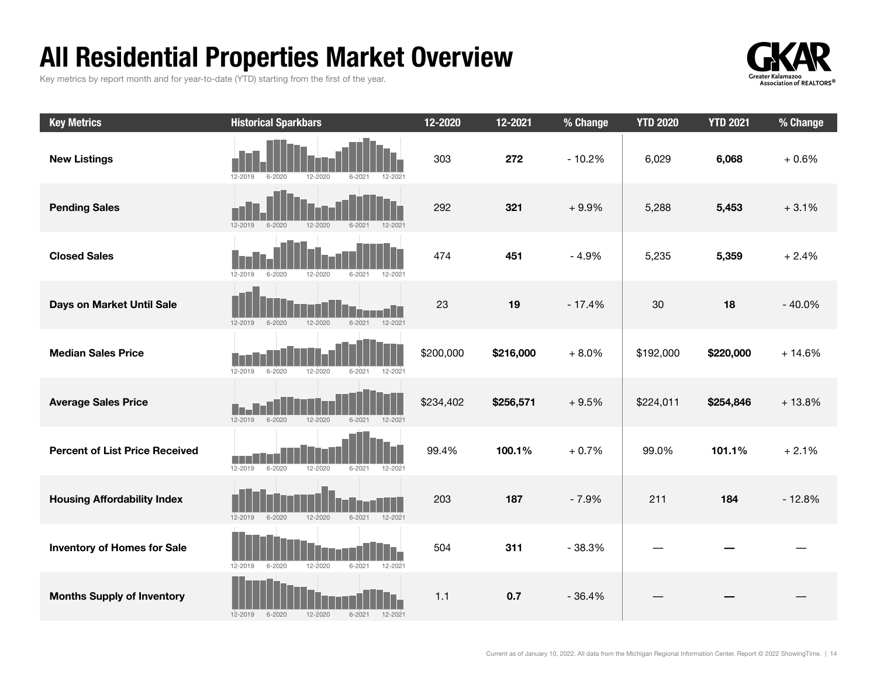# All Residential Properties Market Overview

Key metrics by report month and for year-to-date (YTD) starting from the first of the year.

GKAR Greater Kalamazoo Association of REALTORS®

| Key Metrics | Historical Sparkbars | 12-2020 | 12-2021 | % Change | YTD 2020 | YTD 2021 | % Change |
|---|---|---|---|---|---|---|---|
| **New Listings** | 12-2019 6-2020 12-2020 6-2021 12-2021 | 303 | **272** | - 10.2% | 6,029 | **6,068** | + 0.6% |
| **Pending Sales** | 12-2019 6-2020 12-2020 6-2021 12-2021 | 292 | **321** | + 9.9% | 5,288 | **5,453** | + 3.1% |
| **Closed Sales** | 12-2019 6-2020 12-2020 6-2021 12-2021 | 474 | **451** | - 4.9% | 5,235 | **5,359** | + 2.4% |
| **Days on Market Until Sale** | 12-2019 6-2020 12-2020 6-2021 12-2021 | 23 | **19** | - 17.4% | 30 | **18** | - 40.0% |
| **Median Sales Price** | 12-2019 6-2020 12-2020 6-2021 12-2021 | $200,000 | **$216,000** | + 8.0% | $192,000 | **$220,000** | + 14.6% |
| **Average Sales Price** | 12-2019 6-2020 12-2020 6-2021 12-2021 | $234,402 | **$256,571** | + 9.5% | $224,011 | **$254,846** | + 13.8% |
| **Percent of List Price Received** | 12-2019 6-2020 12-2020 6-2021 12-2021 | 99.4% | **100.1%** | + 0.7% | 99.0% | **101.1%** | + 2.1% |
| **Housing Affordability Index** | 12-2019 6-2020 12-2020 6-2021 12-2021 | 203 | **187** | - 7.9% | 211 | **184** | - 12.8% |
| **Inventory of Homes for Sale** | 12-2019 6-2020 12-2020 6-2021 12-2021 | 504 | **311** | - 38.3% | — | **—** | — |
| **Months Supply of Inventory** | 12-2019 6-2020 12-2020 6-2021 12-2021 | 1.1 | **0.7** | - 36.4% | — | **—** | — |

Current as of January 10, 2022. All data from the Michigan Regional Information Center. Report © 2022 ShowingTime.